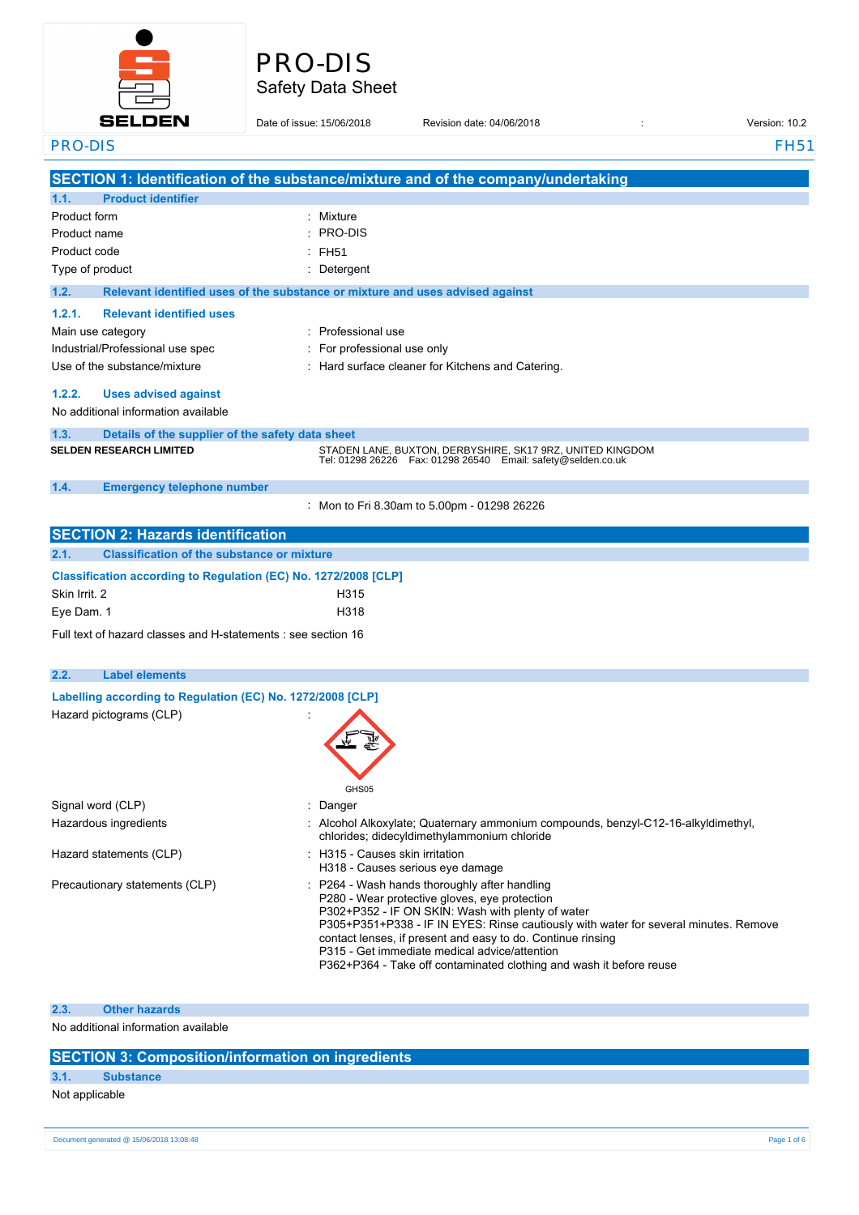# PRO-DIS

Safety Data Sheet

Date of issue: 15/06/2018 Revision date: 04/06/2018 : Version: 10.2

PRO-DIS FH51

## SECTION 1: Identification of the substance/mixture and of the company/undertaking

### 1.1. Product identifier

| | |
|---|---|
| Product form | : Mixture |
| Product name | : PRO-DIS |
| Product code | : FH51 |
| Type of product | : Detergent |

### 1.2. Relevant identified uses of the substance or mixture and uses advised against

#### 1.2.1. Relevant identified uses

| | |
|---|---|
| Main use category | : Professional use |
| Industrial/Professional use spec | : For professional use only |
| Use of the substance/mixture | : Hard surface cleaner for Kitchens and Catering. |

#### 1.2.2. Uses advised against

No additional information available

### 1.3. Details of the supplier of the safety data sheet

**SELDEN RESEARCH LIMITED**

STADEN LANE, BUXTON, DERBYSHIRE, SK17 9RZ, UNITED KINGDOM
Tel: 01298 26226 Fax: 01298 26540 Email: safety@selden.co.uk

### 1.4. Emergency telephone number

: Mon to Fri 8.30am to 5.00pm - 01298 26226

## SECTION 2: Hazards identification

### 2.1. Classification of the substance or mixture

**Classification according to Regulation (EC) No. 1272/2008 [CLP]**

| | |
|---|---|
| Skin Irrit. 2 | H315 |
| Eye Dam. 1 | H318 |

Full text of hazard classes and H-statements : see section 16

### 2.2. Label elements

**Labelling according to Regulation (EC) No. 1272/2008 [CLP]**

Hazard pictograms (CLP) :

GHS05

| | |
|---|---|
| Signal word (CLP) | : Danger |
| Hazardous ingredients | : Alcohol Alkoxylate; Quaternary ammonium compounds, benzyl-C12-16-alkyldimethyl, chlorides; didecyldimethylammonium chloride |
| Hazard statements (CLP) | : H315 - Causes skin irritation<br>H318 - Causes serious eye damage |
| Precautionary statements (CLP) | : P264 - Wash hands thoroughly after handling<br>P280 - Wear protective gloves, eye protection<br>P302+P352 - IF ON SKIN: Wash with plenty of water<br>P305+P351+P338 - IF IN EYES: Rinse cautiously with water for several minutes. Remove contact lenses, if present and easy to do. Continue rinsing<br>P315 - Get immediate medical advice/attention<br>P362+P364 - Take off contaminated clothing and wash it before reuse |

### 2.3. Other hazards

No additional information available

## SECTION 3: Composition/information on ingredients

### 3.1. Substance

Not applicable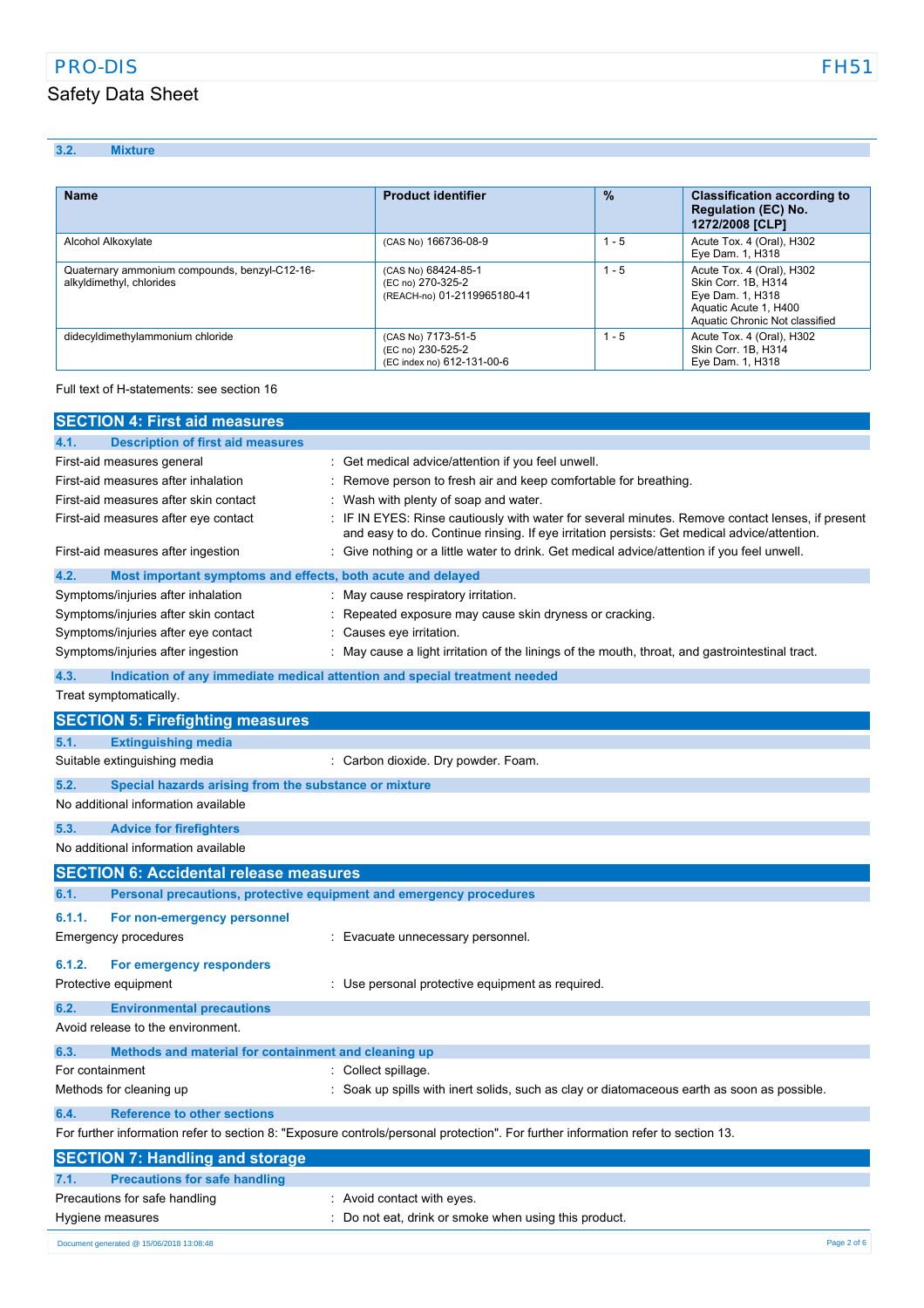### 3.2. Mixture

| Name | Product identifier | % | Classification according to Regulation (EC) No. 1272/2008 [CLP] |
|---|---|---|---|
| Alcohol Alkoxylate | (CAS No) 166736-08-9 | 1 - 5 | Acute Tox. 4 (Oral), H302<br>Eye Dam. 1, H318 |
| Quaternary ammonium compounds, benzyl-C12-16-alkyldimethyl, chlorides | (CAS No) 68424-85-1<br>(EC no) 270-325-2<br>(REACH-no) 01-2119965180-41 | 1 - 5 | Acute Tox. 4 (Oral), H302<br>Skin Corr. 1B, H314<br>Eye Dam. 1, H318<br>Aquatic Acute 1, H400<br>Aquatic Chronic Not classified |
| didecyldimethylammonium chloride | (CAS No) 7173-51-5<br>(EC no) 230-525-2<br>(EC index no) 612-131-00-6 | 1 - 5 | Acute Tox. 4 (Oral), H302<br>Skin Corr. 1B, H314<br>Eye Dam. 1, H318 |

Full text of H-statements: see section 16

## SECTION 4: First aid measures

### 4.1. Description of first aid measures

First-aid measures general : Get medical advice/attention if you feel unwell.

First-aid measures after inhalation : Remove person to fresh air and keep comfortable for breathing.

First-aid measures after skin contact : Wash with plenty of soap and water.

First-aid measures after eye contact : IF IN EYES: Rinse cautiously with water for several minutes. Remove contact lenses, if present and easy to do. Continue rinsing. If eye irritation persists: Get medical advice/attention.

First-aid measures after ingestion : Give nothing or a little water to drink. Get medical advice/attention if you feel unwell.

### 4.2. Most important symptoms and effects, both acute and delayed

Symptoms/injuries after inhalation : May cause respiratory irritation.

Symptoms/injuries after skin contact : Repeated exposure may cause skin dryness or cracking.

Symptoms/injuries after eye contact : Causes eye irritation.

Symptoms/injuries after ingestion : May cause a light irritation of the linings of the mouth, throat, and gastrointestinal tract.

### 4.3. Indication of any immediate medical attention and special treatment needed

Treat symptomatically.

## SECTION 5: Firefighting measures

### 5.1. Extinguishing media

Suitable extinguishing media : Carbon dioxide. Dry powder. Foam.

### 5.2. Special hazards arising from the substance or mixture

No additional information available

### 5.3. Advice for firefighters

No additional information available

## SECTION 6: Accidental release measures

### 6.1. Personal precautions, protective equipment and emergency procedures

#### 6.1.1. For non-emergency personnel

Emergency procedures : Evacuate unnecessary personnel.

#### 6.1.2. For emergency responders

Protective equipment : Use personal protective equipment as required.

### 6.2. Environmental precautions

Avoid release to the environment.

### 6.3. Methods and material for containment and cleaning up

For containment : Collect spillage.

Methods for cleaning up : Soak up spills with inert solids, such as clay or diatomaceous earth as soon as possible.

### 6.4. Reference to other sections

For further information refer to section 8: "Exposure controls/personal protection". For further information refer to section 13.

## SECTION 7: Handling and storage

### 7.1. Precautions for safe handling

Precautions for safe handling : Avoid contact with eyes.

Hygiene measures : Do not eat, drink or smoke when using this product.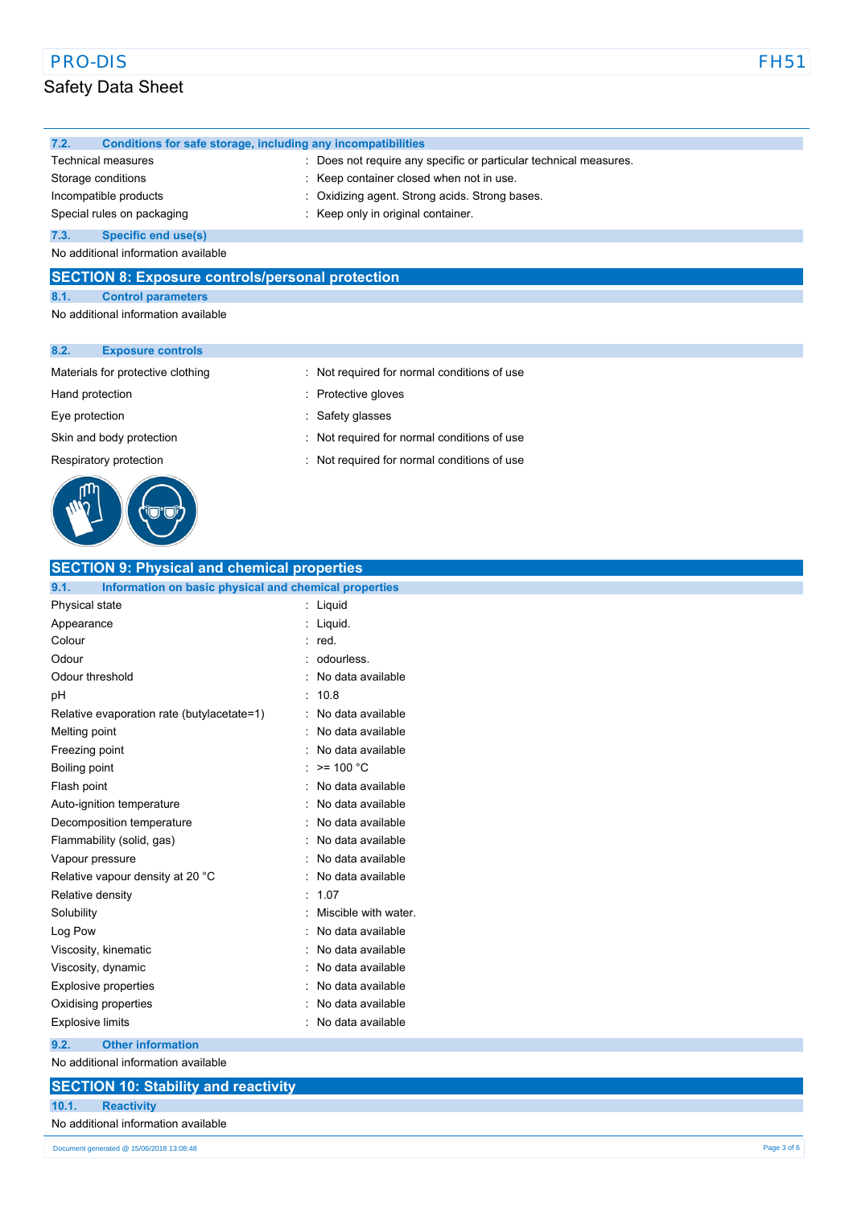### 7.2. Conditions for safe storage, including any incompatibilities

| | |
|---|---|
| Technical measures | : Does not require any specific or particular technical measures. |
| Storage conditions | : Keep container closed when not in use. |
| Incompatible products | : Oxidizing agent. Strong acids. Strong bases. |
| Special rules on packaging | : Keep only in original container. |

### 7.3. Specific end use(s)

No additional information available

## SECTION 8: Exposure controls/personal protection

### 8.1. Control parameters

No additional information available

### 8.2. Exposure controls

| | |
|---|---|
| Materials for protective clothing | : Not required for normal conditions of use |
| Hand protection | : Protective gloves |
| Eye protection | : Safety glasses |
| Skin and body protection | : Not required for normal conditions of use |
| Respiratory protection | : Not required for normal conditions of use |

## SECTION 9: Physical and chemical properties

### 9.1. Information on basic physical and chemical properties

| | |
|---|---|
| Physical state | : Liquid |
| Appearance | : Liquid. |
| Colour | : red. |
| Odour | : odourless. |
| Odour threshold | : No data available |
| pH | : 10.8 |
| Relative evaporation rate (butylacetate=1) | : No data available |
| Melting point | : No data available |
| Freezing point | : No data available |
| Boiling point | : >= 100 °C |
| Flash point | : No data available |
| Auto-ignition temperature | : No data available |
| Decomposition temperature | : No data available |
| Flammability (solid, gas) | : No data available |
| Vapour pressure | : No data available |
| Relative vapour density at 20 °C | : No data available |
| Relative density | : 1.07 |
| Solubility | : Miscible with water. |
| Log Pow | : No data available |
| Viscosity, kinematic | : No data available |
| Viscosity, dynamic | : No data available |
| Explosive properties | : No data available |
| Oxidising properties | : No data available |
| Explosive limits | : No data available |

### 9.2. Other information

No additional information available

## SECTION 10: Stability and reactivity

### 10.1. Reactivity

No additional information available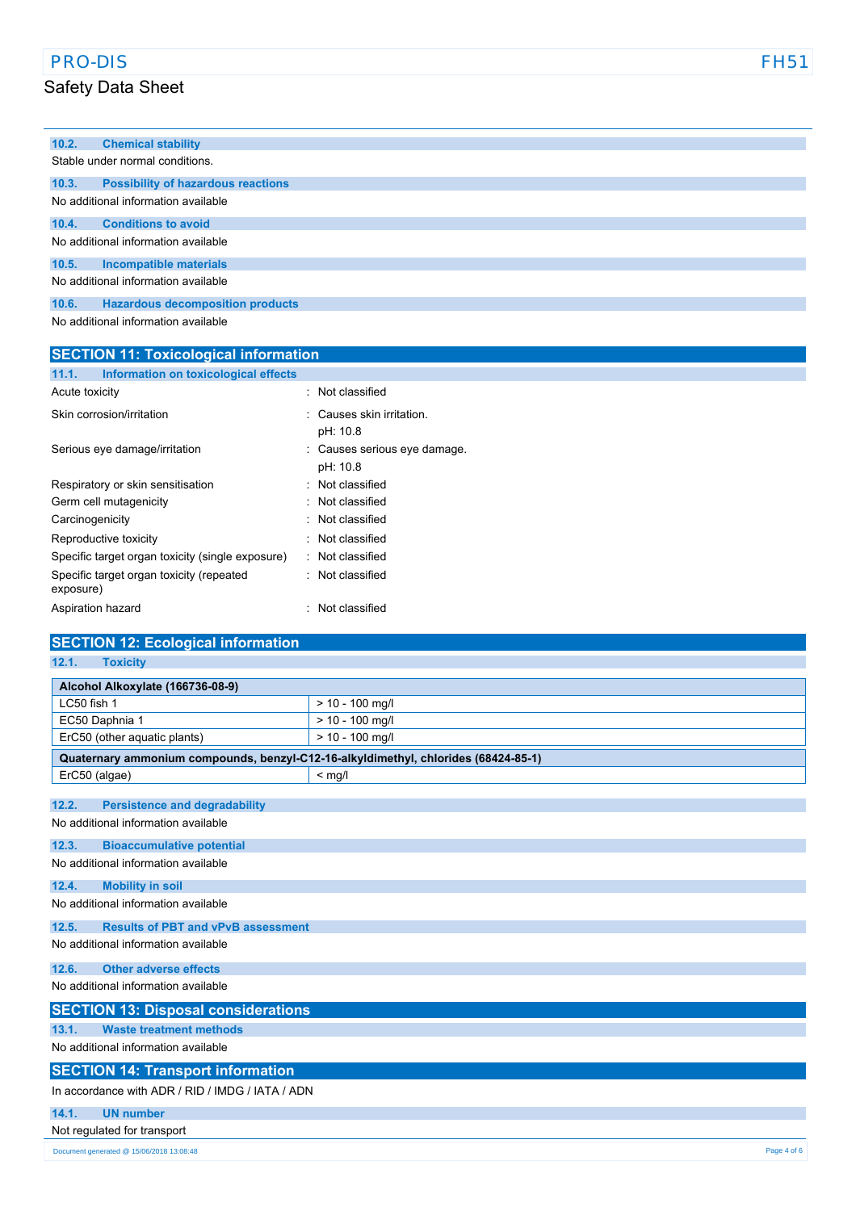### 10.2. Chemical stability

Stable under normal conditions.

### 10.3. Possibility of hazardous reactions

No additional information available

### 10.4. Conditions to avoid

No additional information available

### 10.5. Incompatible materials

No additional information available

### 10.6. Hazardous decomposition products

No additional information available

## SECTION 11: Toxicological information

### 11.1. Information on toxicological effects

| | |
|---|---|
| Acute toxicity | : Not classified |
| Skin corrosion/irritation | : Causes skin irritation.<br>pH: 10.8 |
| Serious eye damage/irritation | : Causes serious eye damage.<br>pH: 10.8 |
| Respiratory or skin sensitisation | : Not classified |
| Germ cell mutagenicity | : Not classified |
| Carcinogenicity | : Not classified |
| Reproductive toxicity | : Not classified |
| Specific target organ toxicity (single exposure) | : Not classified |
| Specific target organ toxicity (repeated exposure) | : Not classified |
| Aspiration hazard | : Not classified |

## SECTION 12: Ecological information

### 12.1. Toxicity

| Alcohol Alkoxylate (166736-08-9) | |
|---|---|
| LC50 fish 1 | > 10 - 100 mg/l |
| EC50 Daphnia 1 | > 10 - 100 mg/l |
| ErC50 (other aquatic plants) | > 10 - 100 mg/l |

| Quaternary ammonium compounds, benzyl-C12-16-alkyldimethyl, chlorides (68424-85-1) | |
|---|---|
| ErC50 (algae) | < mg/l |

### 12.2. Persistence and degradability

No additional information available

### 12.3. Bioaccumulative potential

No additional information available

### 12.4. Mobility in soil

No additional information available

### 12.5. Results of PBT and vPvB assessment

No additional information available

### 12.6. Other adverse effects

No additional information available

## SECTION 13: Disposal considerations

### 13.1. Waste treatment methods

No additional information available

## SECTION 14: Transport information

In accordance with ADR / RID / IMDG / IATA / ADN

### 14.1. UN number

Not regulated for transport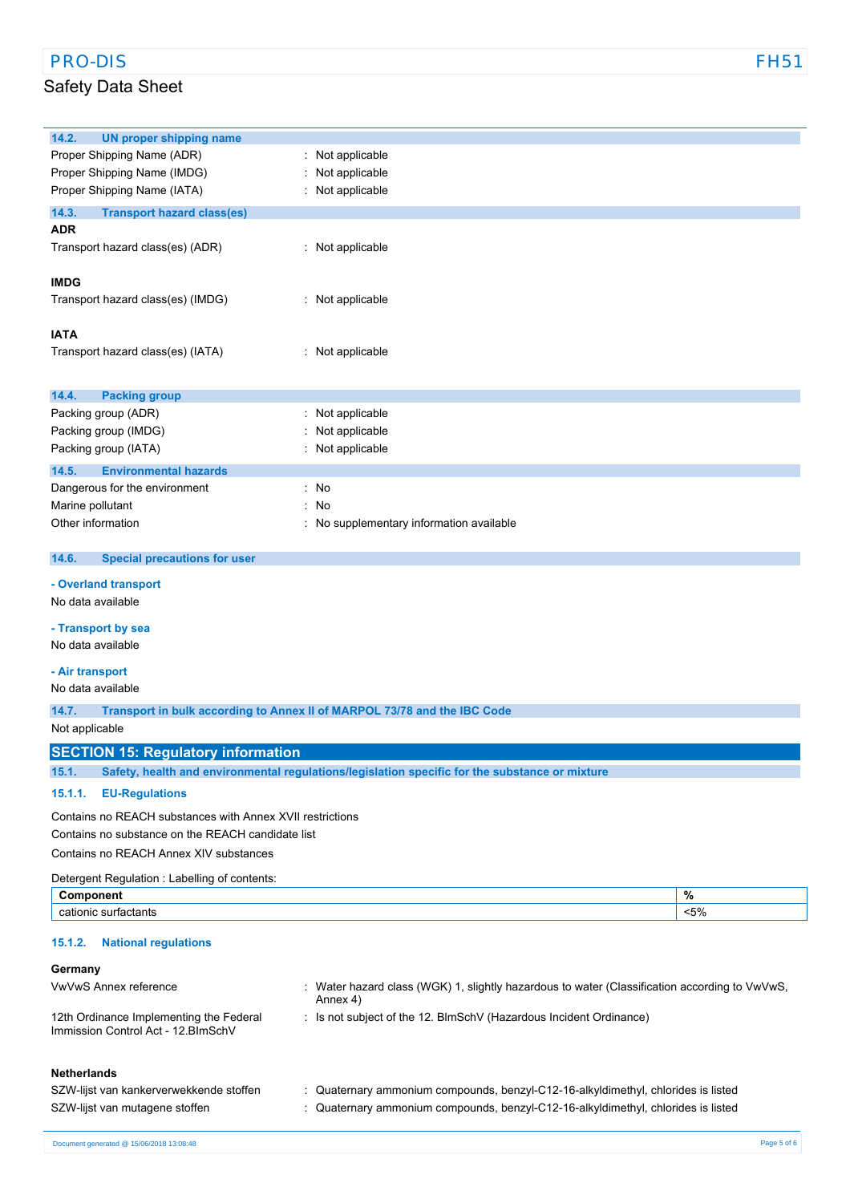### 14.2. UN proper shipping name

| | |
|---|---|
| Proper Shipping Name (ADR) | : Not applicable |
| Proper Shipping Name (IMDG) | : Not applicable |
| Proper Shipping Name (IATA) | : Not applicable |

### 14.3. Transport hazard class(es)

**ADR**

Transport hazard class(es) (ADR) : Not applicable

**IMDG**

Transport hazard class(es) (IMDG) : Not applicable

**IATA**

Transport hazard class(es) (IATA) : Not applicable

### 14.4. Packing group

| | |
|---|---|
| Packing group (ADR) | : Not applicable |
| Packing group (IMDG) | : Not applicable |
| Packing group (IATA) | : Not applicable |

### 14.5. Environmental hazards

| | |
|---|---|
| Dangerous for the environment | : No |
| Marine pollutant | : No |
| Other information | : No supplementary information available |

### 14.6. Special precautions for user

**- Overland transport**

No data available

**- Transport by sea**

No data available

**- Air transport**

No data available

### 14.7. Transport in bulk according to Annex II of MARPOL 73/78 and the IBC Code

Not applicable

## SECTION 15: Regulatory information

### 15.1. Safety, health and environmental regulations/legislation specific for the substance or mixture

#### 15.1.1. EU-Regulations

Contains no REACH substances with Annex XVII restrictions

Contains no substance on the REACH candidate list

Contains no REACH Annex XIV substances

Detergent Regulation : Labelling of contents:

| Component | % |
|---|---|
| cationic surfactants | <5% |

#### 15.1.2. National regulations

**Germany**

| | |
|---|---|
| VwVwS Annex reference | : Water hazard class (WGK) 1, slightly hazardous to water (Classification according to VwVwS, Annex 4) |
| 12th Ordinance Implementing the Federal Immission Control Act - 12.BImSchV | : Is not subject of the 12. BlmSchV (Hazardous Incident Ordinance) |

**Netherlands**

| | |
|---|---|
| SZW-lijst van kankerverwekkende stoffen | : Quaternary ammonium compounds, benzyl-C12-16-alkyldimethyl, chlorides is listed |
| SZW-lijst van mutagene stoffen | : Quaternary ammonium compounds, benzyl-C12-16-alkyldimethyl, chlorides is listed |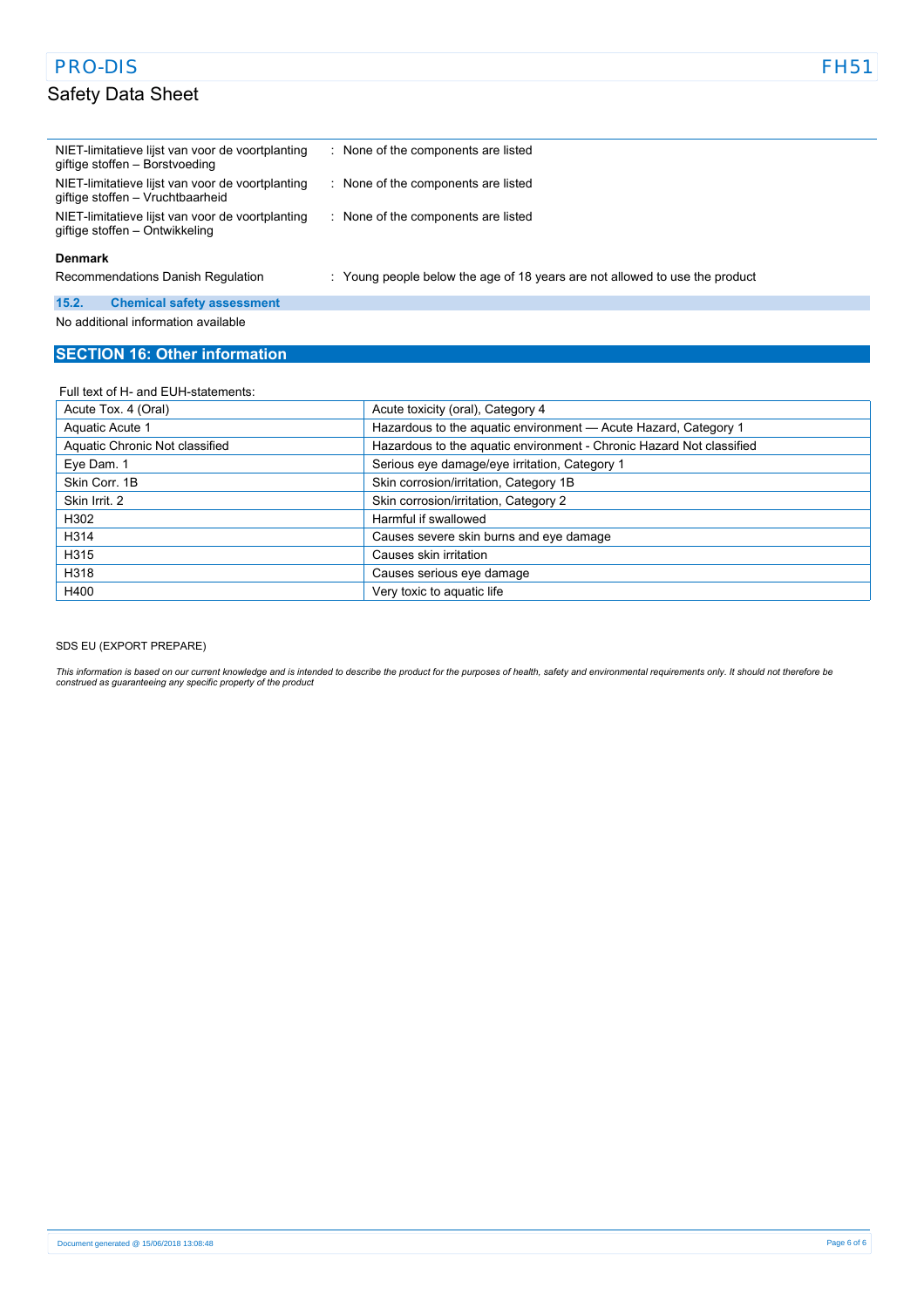| | |
|---|---|
| NIET-limitatieve lijst van voor de voortplanting giftige stoffen – Borstvoeding | : None of the components are listed |
| NIET-limitatieve lijst van voor de voortplanting giftige stoffen – Vruchtbaarheid | : None of the components are listed |
| NIET-limitatieve lijst van voor de voortplanting giftige stoffen – Ontwikkeling | : None of the components are listed |

**Denmark**

| | |
|---|---|
| Recommendations Danish Regulation | : Young people below the age of 18 years are not allowed to use the product |

### 15.2. Chemical safety assessment

No additional information available

## SECTION 16: Other information

Full text of H- and EUH-statements:

| | |
|---|---|
| Acute Tox. 4 (Oral) | Acute toxicity (oral), Category 4 |
| Aquatic Acute 1 | Hazardous to the aquatic environment — Acute Hazard, Category 1 |
| Aquatic Chronic Not classified | Hazardous to the aquatic environment - Chronic Hazard Not classified |
| Eye Dam. 1 | Serious eye damage/eye irritation, Category 1 |
| Skin Corr. 1B | Skin corrosion/irritation, Category 1B |
| Skin Irrit. 2 | Skin corrosion/irritation, Category 2 |
| H302 | Harmful if swallowed |
| H314 | Causes severe skin burns and eye damage |
| H315 | Causes skin irritation |
| H318 | Causes serious eye damage |
| H400 | Very toxic to aquatic life |

SDS EU (EXPORT PREPARE)

*This information is based on our current knowledge and is intended to describe the product for the purposes of health, safety and environmental requirements only. It should not therefore be construed as guaranteeing any specific property of the product*